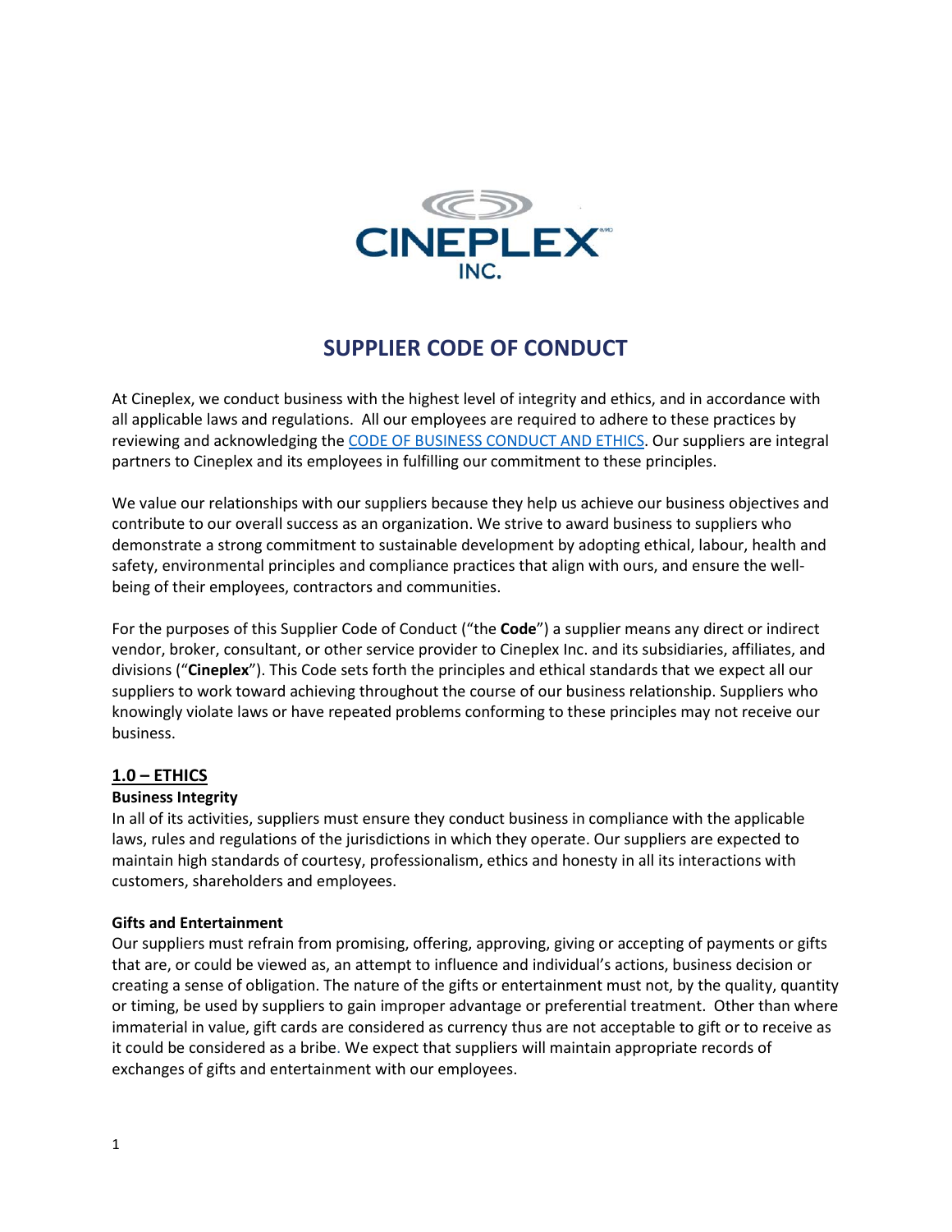CINEPLEX INC.

# SUPPLIER CODE OF CONDUCT

At Cineplex, we conduct business with the highest level of integrity and ethics, and in accordance with all applicable laws and regulations. All our employees are required to adhere to these practices by reviewing and acknowledging the [CODE OF BUSINESS CONDUCT AND ETHICS](). Our suppliers are integral partners to Cineplex and its employees in fulfilling our commitment to these principles.

We value our relationships with our suppliers because they help us achieve our business objectives and contribute to our overall success as an organization. We strive to award business to suppliers who demonstrate a strong commitment to sustainable development by adopting ethical, labour, health and safety, environmental principles and compliance practices that align with ours, and ensure the well-being of their employees, contractors and communities.

For the purposes of this Supplier Code of Conduct ("the **Code**") a supplier means any direct or indirect vendor, broker, consultant, or other service provider to Cineplex Inc. and its subsidiaries, affiliates, and divisions ("**Cineplex**"). This Code sets forth the principles and ethical standards that we expect all our suppliers to work toward achieving throughout the course of our business relationship. Suppliers who knowingly violate laws or have repeated problems conforming to these principles may not receive our business.

## 1.0 – ETHICS

**Business Integrity**

In all of its activities, suppliers must ensure they conduct business in compliance with the applicable laws, rules and regulations of the jurisdictions in which they operate. Our suppliers are expected to maintain high standards of courtesy, professionalism, ethics and honesty in all its interactions with customers, shareholders and employees.

**Gifts and Entertainment**

Our suppliers must refrain from promising, offering, approving, giving or accepting of payments or gifts that are, or could be viewed as, an attempt to influence and individual's actions, business decision or creating a sense of obligation. The nature of the gifts or entertainment must not, by the quality, quantity or timing, be used by suppliers to gain improper advantage or preferential treatment. Other than where immaterial in value, gift cards are considered as currency thus are not acceptable to gift or to receive as it could be considered as a bribe. We expect that suppliers will maintain appropriate records of exchanges of gifts and entertainment with our employees.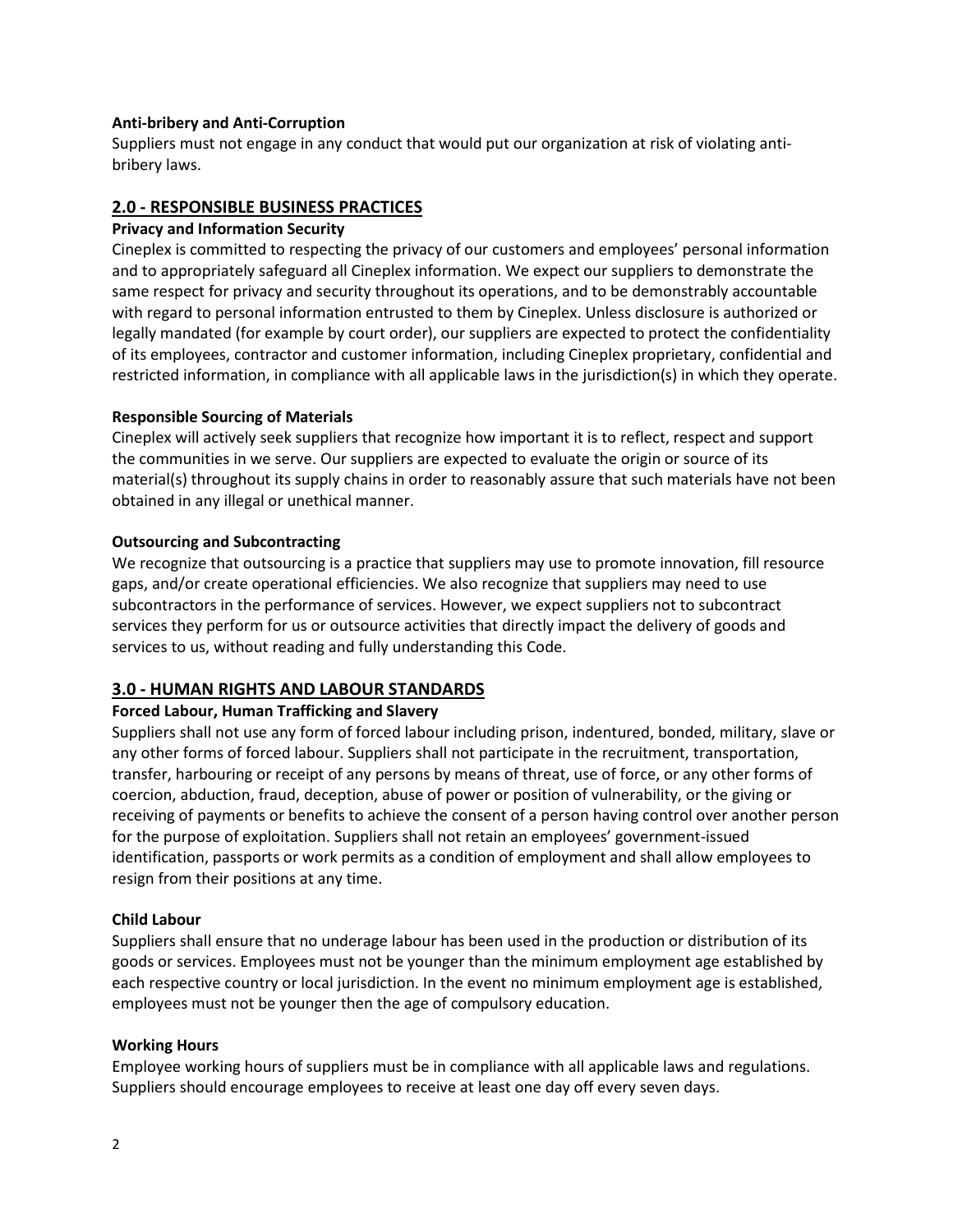**Anti-bribery and Anti-Corruption**

Suppliers must not engage in any conduct that would put our organization at risk of violating anti-bribery laws.

## 2.0 - RESPONSIBLE BUSINESS PRACTICES

**Privacy and Information Security**

Cineplex is committed to respecting the privacy of our customers and employees' personal information and to appropriately safeguard all Cineplex information. We expect our suppliers to demonstrate the same respect for privacy and security throughout its operations, and to be demonstrably accountable with regard to personal information entrusted to them by Cineplex. Unless disclosure is authorized or legally mandated (for example by court order), our suppliers are expected to protect the confidentiality of its employees, contractor and customer information, including Cineplex proprietary, confidential and restricted information, in compliance with all applicable laws in the jurisdiction(s) in which they operate.

**Responsible Sourcing of Materials**

Cineplex will actively seek suppliers that recognize how important it is to reflect, respect and support the communities in we serve. Our suppliers are expected to evaluate the origin or source of its material(s) throughout its supply chains in order to reasonably assure that such materials have not been obtained in any illegal or unethical manner.

**Outsourcing and Subcontracting**

We recognize that outsourcing is a practice that suppliers may use to promote innovation, fill resource gaps, and/or create operational efficiencies. We also recognize that suppliers may need to use subcontractors in the performance of services. However, we expect suppliers not to subcontract services they perform for us or outsource activities that directly impact the delivery of goods and services to us, without reading and fully understanding this Code.

## 3.0 - HUMAN RIGHTS AND LABOUR STANDARDS

**Forced Labour, Human Trafficking and Slavery**

Suppliers shall not use any form of forced labour including prison, indentured, bonded, military, slave or any other forms of forced labour. Suppliers shall not participate in the recruitment, transportation, transfer, harbouring or receipt of any persons by means of threat, use of force, or any other forms of coercion, abduction, fraud, deception, abuse of power or position of vulnerability, or the giving or receiving of payments or benefits to achieve the consent of a person having control over another person for the purpose of exploitation. Suppliers shall not retain an employees' government-issued identification, passports or work permits as a condition of employment and shall allow employees to resign from their positions at any time.

**Child Labour**

Suppliers shall ensure that no underage labour has been used in the production or distribution of its goods or services. Employees must not be younger than the minimum employment age established by each respective country or local jurisdiction. In the event no minimum employment age is established, employees must not be younger then the age of compulsory education.

**Working Hours**

Employee working hours of suppliers must be in compliance with all applicable laws and regulations. Suppliers should encourage employees to receive at least one day off every seven days.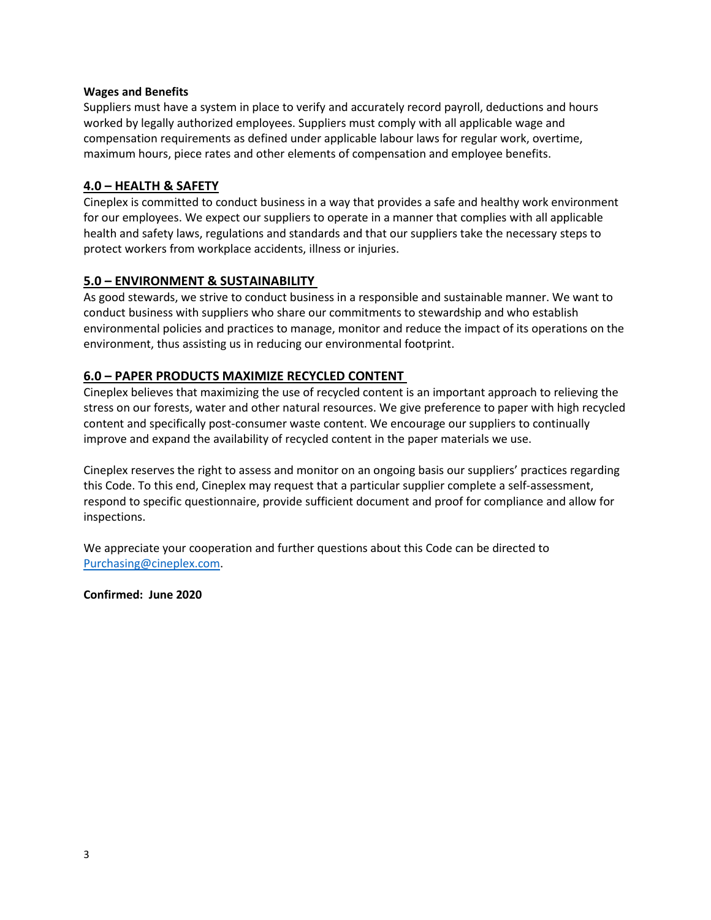**Wages and Benefits**

Suppliers must have a system in place to verify and accurately record payroll, deductions and hours worked by legally authorized employees. Suppliers must comply with all applicable wage and compensation requirements as defined under applicable labour laws for regular work, overtime, maximum hours, piece rates and other elements of compensation and employee benefits.

## 4.0 – HEALTH & SAFETY

Cineplex is committed to conduct business in a way that provides a safe and healthy work environment for our employees. We expect our suppliers to operate in a manner that complies with all applicable health and safety laws, regulations and standards and that our suppliers take the necessary steps to protect workers from workplace accidents, illness or injuries.

## 5.0 – ENVIRONMENT & SUSTAINABILITY

As good stewards, we strive to conduct business in a responsible and sustainable manner. We want to conduct business with suppliers who share our commitments to stewardship and who establish environmental policies and practices to manage, monitor and reduce the impact of its operations on the environment, thus assisting us in reducing our environmental footprint.

## 6.0 – PAPER PRODUCTS MAXIMIZE RECYCLED CONTENT

Cineplex believes that maximizing the use of recycled content is an important approach to relieving the stress on our forests, water and other natural resources. We give preference to paper with high recycled content and specifically post-consumer waste content. We encourage our suppliers to continually improve and expand the availability of recycled content in the paper materials we use.

Cineplex reserves the right to assess and monitor on an ongoing basis our suppliers' practices regarding this Code. To this end, Cineplex may request that a particular supplier complete a self-assessment, respond to specific questionnaire, provide sufficient document and proof for compliance and allow for inspections.

We appreciate your cooperation and further questions about this Code can be directed to Purchasing@cineplex.com.

**Confirmed: June 2020**